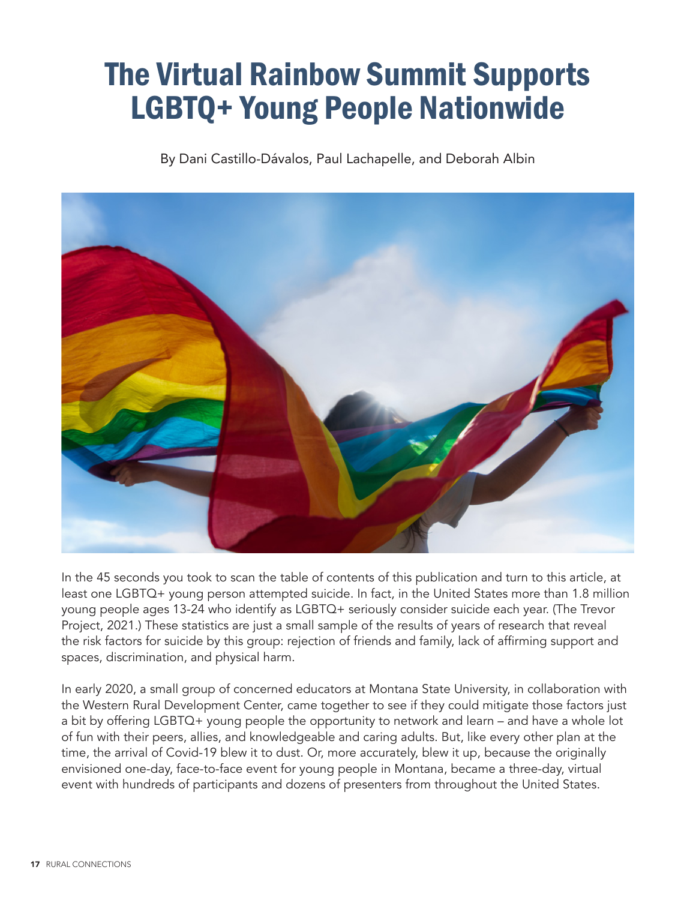# The Virtual Rainbow Summit Supports LGBTQ+ Young People Nationwide

By Dani Castillo-Dávalos, Paul Lachapelle, and Deborah Albin

In the 45 seconds you took to scan the table of contents of this publication and turn to this article, at least one LGBTQ+ young person attempted suicide. In fact, in the United States more than 1.8 million young people ages 13-24 who identify as LGBTQ+ seriously consider suicide each year. (The Trevor Project, 2021.) These statistics are just a small sample of the results of years of research that reveal the risk factors for suicide by this group: rejection of friends and family, lack of affirming support and spaces, discrimination, and physical harm.

In early 2020, a small group of concerned educators at Montana State University, in collaboration with the Western Rural Development Center, came together to see if they could mitigate those factors just a bit by offering LGBTQ+ young people the opportunity to network and learn – and have a whole lot of fun with their peers, allies, and knowledgeable and caring adults. But, like every other plan at the time, the arrival of Covid-19 blew it to dust. Or, more accurately, blew it up, because the originally envisioned one-day, face-to-face event for young people in Montana, became a three-day, virtual event with hundreds of participants and dozens of presenters from throughout the United States.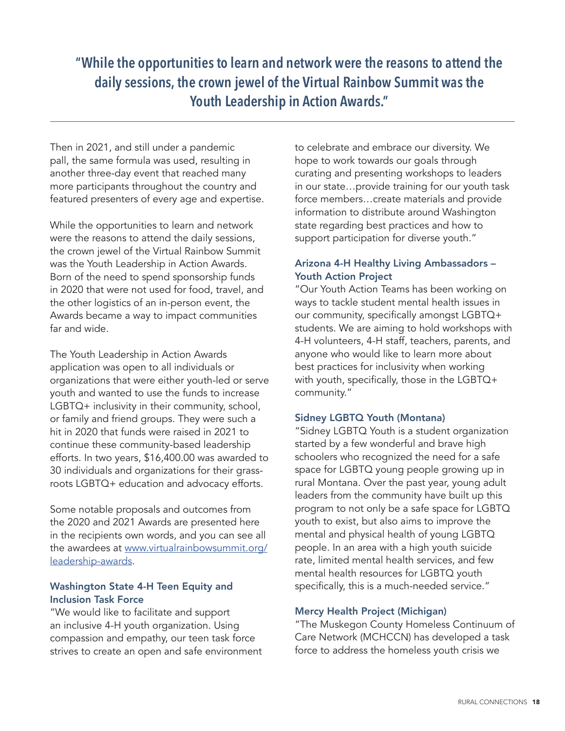> **"While the opportunities to learn and network were the reasons to attend the daily sessions, the crown jewel of the Virtual Rainbow Summit was the Youth Leadership in Action Awards."**

---

Then in 2021, and still under a pandemic pall, the same formula was used, resulting in another three-day event that reached many more participants throughout the country and featured presenters of every age and expertise.

While the opportunities to learn and network were the reasons to attend the daily sessions, the crown jewel of the Virtual Rainbow Summit was the Youth Leadership in Action Awards. Born of the need to spend sponsorship funds in 2020 that were not used for food, travel, and the other logistics of an in-person event, the Awards became a way to impact communities far and wide.

The Youth Leadership in Action Awards application was open to all individuals or organizations that were either youth-led or serve youth and wanted to use the funds to increase LGBTQ+ inclusivity in their community, school, or family and friend groups. They were such a hit in 2020 that funds were raised in 2021 to continue these community-based leadership efforts. In two years, $16,400.00 was awarded to 30 individuals and organizations for their grass-roots LGBTQ+ education and advocacy efforts.

Some notable proposals and outcomes from the 2020 and 2021 Awards are presented here in the recipients own words, and you can see all the awardees at [www.virtualrainbowsummit.org/leadership-awards](www.virtualrainbowsummit.org/leadership-awards).

### Washington State 4-H Teen Equity and Inclusion Task Force

"We would like to facilitate and support an inclusive 4-H youth organization. Using compassion and empathy, our teen task force strives to create an open and safe environment to celebrate and embrace our diversity. We hope to work towards our goals through curating and presenting workshops to leaders in our state…provide training for our youth task force members…create materials and provide information to distribute around Washington state regarding best practices and how to support participation for diverse youth."

### Arizona 4-H Healthy Living Ambassadors – Youth Action Project

"Our Youth Action Teams has been working on ways to tackle student mental health issues in our community, specifically amongst LGBTQ+ students. We are aiming to hold workshops with 4-H volunteers, 4-H staff, teachers, parents, and anyone who would like to learn more about best practices for inclusivity when working with youth, specifically, those in the LGBTQ+ community."

### Sidney LGBTQ Youth (Montana)

"Sidney LGBTQ Youth is a student organization started by a few wonderful and brave high schoolers who recognized the need for a safe space for LGBTQ young people growing up in rural Montana. Over the past year, young adult leaders from the community have built up this program to not only be a safe space for LGBTQ youth to exist, but also aims to improve the mental and physical health of young LGBTQ people. In an area with a high youth suicide rate, limited mental health services, and few mental health resources for LGBTQ youth specifically, this is a much-needed service."

### Mercy Health Project (Michigan)

"The Muskegon County Homeless Continuum of Care Network (MCHCCN) has developed a task force to address the homeless youth crisis we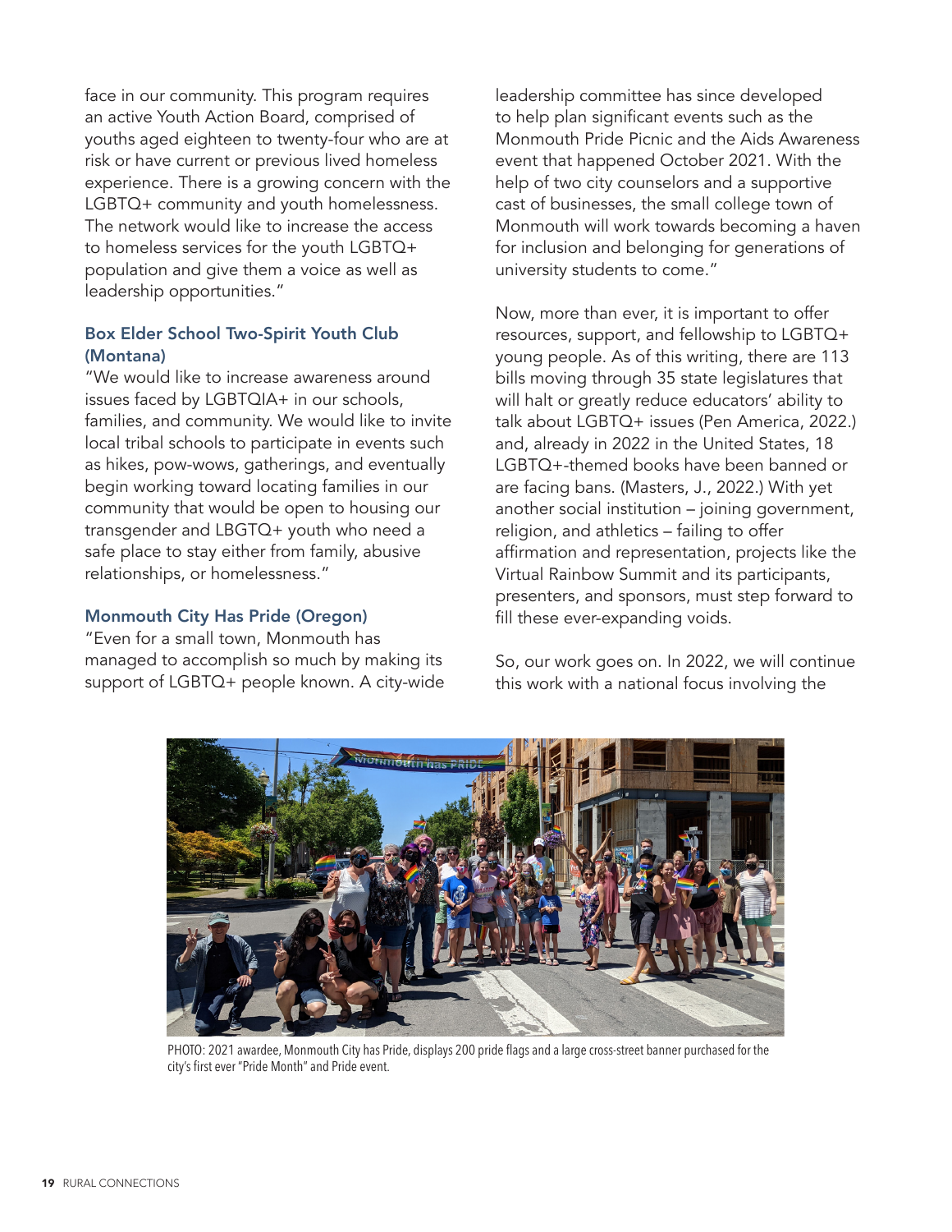face in our community. This program requires an active Youth Action Board, comprised of youths aged eighteen to twenty-four who are at risk or have current or previous lived homeless experience. There is a growing concern with the LGBTQ+ community and youth homelessness. The network would like to increase the access to homeless services for the youth LGBTQ+ population and give them a voice as well as leadership opportunities."

### Box Elder School Two-Spirit Youth Club (Montana)

"We would like to increase awareness around issues faced by LGBTQIA+ in our schools, families, and community. We would like to invite local tribal schools to participate in events such as hikes, pow-wows, gatherings, and eventually begin working toward locating families in our community that would be open to housing our transgender and LBGTQ+ youth who need a safe place to stay either from family, abusive relationships, or homelessness."

### Monmouth City Has Pride (Oregon)

"Even for a small town, Monmouth has managed to accomplish so much by making its support of LGBTQ+ people known. A city-wide leadership committee has since developed to help plan significant events such as the Monmouth Pride Picnic and the Aids Awareness event that happened October 2021. With the help of two city counselors and a supportive cast of businesses, the small college town of Monmouth will work towards becoming a haven for inclusion and belonging for generations of university students to come."

Now, more than ever, it is important to offer resources, support, and fellowship to LGBTQ+ young people. As of this writing, there are 113 bills moving through 35 state legislatures that will halt or greatly reduce educators' ability to talk about LGBTQ+ issues (Pen America, 2022.) and, already in 2022 in the United States, 18 LGBTQ+-themed books have been banned or are facing bans. (Masters, J., 2022.) With yet another social institution – joining government, religion, and athletics – failing to offer affirmation and representation, projects like the Virtual Rainbow Summit and its participants, presenters, and sponsors, must step forward to fill these ever-expanding voids.

So, our work goes on. In 2022, we will continue this work with a national focus involving the

PHOTO: 2021 awardee, Monmouth City has Pride, displays 200 pride flags and a large cross-street banner purchased for the city's first ever "Pride Month" and Pride event.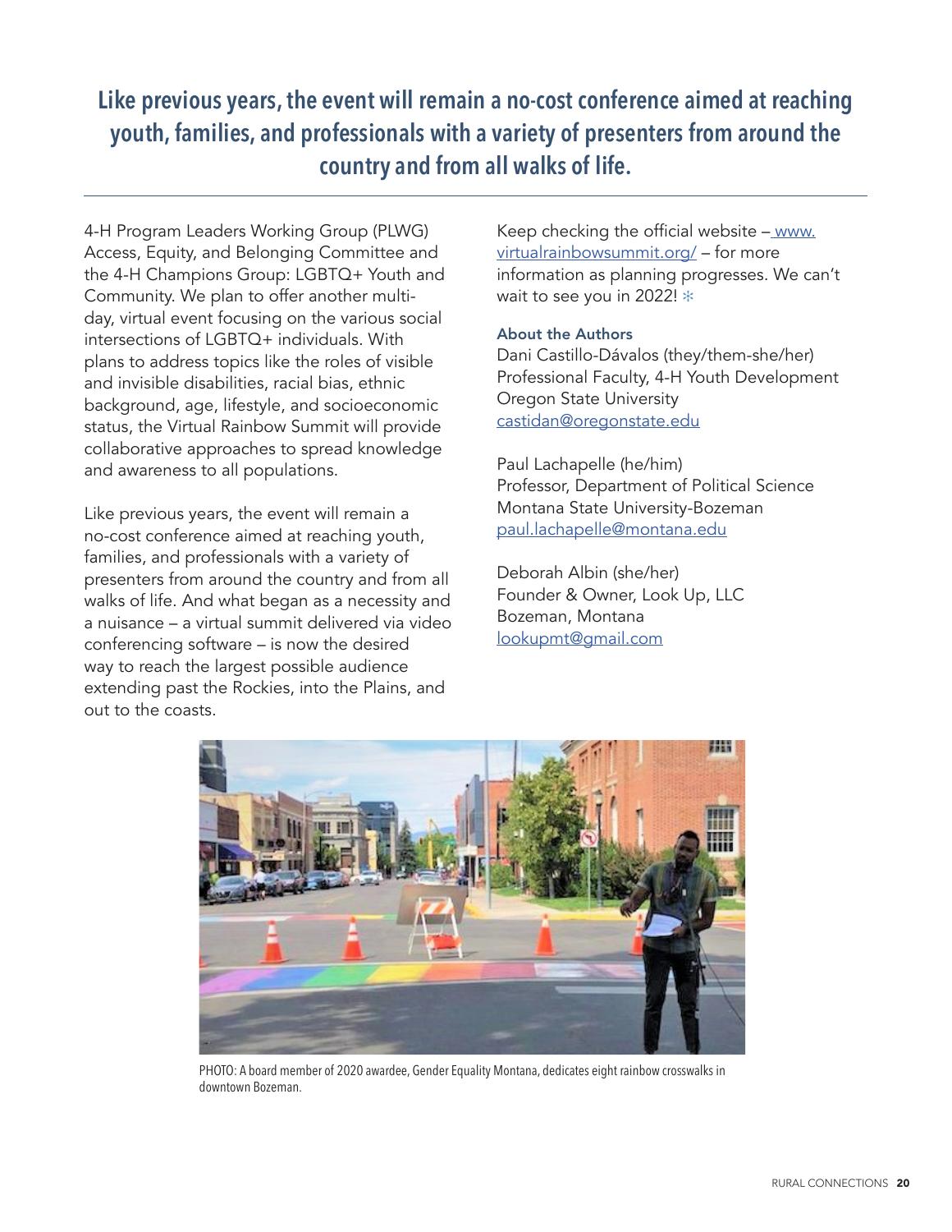**Like previous years, the event will remain a no-cost conference aimed at reaching youth, families, and professionals with a variety of presenters from around the country and from all walks of life.**

4-H Program Leaders Working Group (PLWG) Access, Equity, and Belonging Committee and the 4-H Champions Group: LGBTQ+ Youth and Community. We plan to offer another multi-day, virtual event focusing on the various social intersections of LGBTQ+ individuals. With plans to address topics like the roles of visible and invisible disabilities, racial bias, ethnic background, age, lifestyle, and socioeconomic status, the Virtual Rainbow Summit will provide collaborative approaches to spread knowledge and awareness to all populations.

Like previous years, the event will remain a no-cost conference aimed at reaching youth, families, and professionals with a variety of presenters from around the country and from all walks of life. And what began as a necessity and a nuisance – a virtual summit delivered via video conferencing software – is now the desired way to reach the largest possible audience extending past the Rockies, into the Plains, and out to the coasts.

Keep checking the official website – www.virtualrainbowsummit.org/ – for more information as planning progresses. We can't wait to see you in 2022!

### About the Authors

Dani Castillo-Dávalos (they/them-she/her)
Professional Faculty, 4-H Youth Development
Oregon State University
castidan@oregonstate.edu

Paul Lachapelle (he/him)
Professor, Department of Political Science
Montana State University-Bozeman
paul.lachapelle@montana.edu

Deborah Albin (she/her)
Founder & Owner, Look Up, LLC
Bozeman, Montana
lookupmt@gmail.com

PHOTO: A board member of 2020 awardee, Gender Equality Montana, dedicates eight rainbow crosswalks in downtown Bozeman.